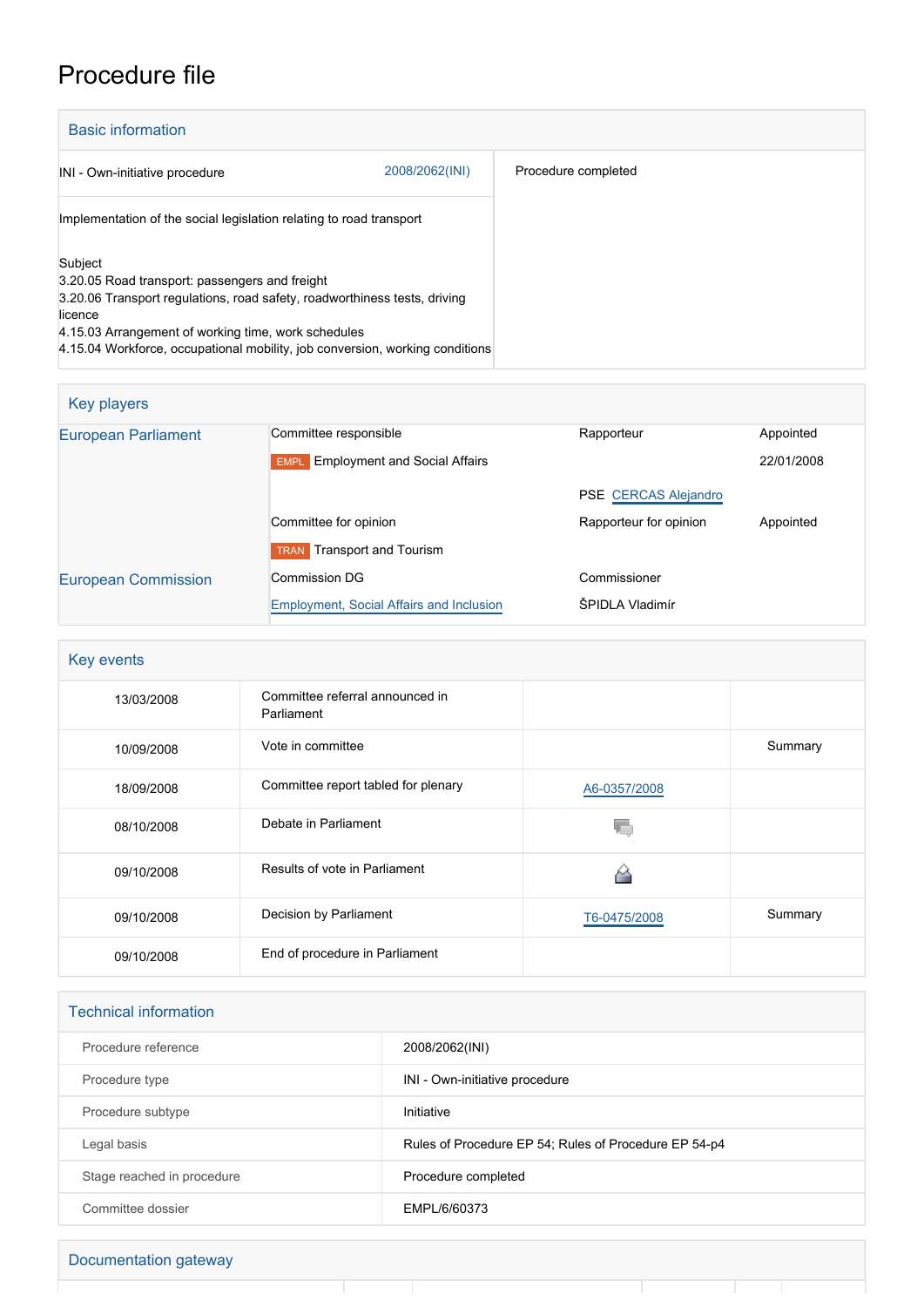# Procedure file

## Basic information

| | | |
|---|---|---|
| INI - Own-initiative procedure | 2008/2062(INI) | Procedure completed |
| Implementation of the social legislation relating to road transport | | |
| Subject<br>3.20.05 Road transport: passengers and freight<br>3.20.06 Transport regulations, road safety, roadworthiness tests, driving licence<br>4.15.03 Arrangement of working time, work schedules<br>4.15.04 Workforce, occupational mobility, job conversion, working conditions | | |

## Key players

| | | | |
|---|---|---|---|
| European Parliament | Committee responsible | Rapporteur | Appointed |
| | EMPL Employment and Social Affairs | | 22/01/2008 |
| | | PSE CERCAS Alejandro | |
| | Committee for opinion | Rapporteur for opinion | Appointed |
| | TRAN Transport and Tourism | | |
| European Commission | Commission DG | Commissioner | |
| | Employment, Social Affairs and Inclusion | ŠPIDLA Vladimír | |

## Key events

| | | | |
|---|---|---|---|
| 13/03/2008 | Committee referral announced in Parliament | | |
| 10/09/2008 | Vote in committee | | Summary |
| 18/09/2008 | Committee report tabled for plenary | A6-0357/2008 | |
| 08/10/2008 | Debate in Parliament | | |
| 09/10/2008 | Results of vote in Parliament | | |
| 09/10/2008 | Decision by Parliament | T6-0475/2008 | Summary |
| 09/10/2008 | End of procedure in Parliament | | |

## Technical information

| | |
|---|---|
| Procedure reference | 2008/2062(INI) |
| Procedure type | INI - Own-initiative procedure |
| Procedure subtype | Initiative |
| Legal basis | Rules of Procedure EP 54; Rules of Procedure EP 54-p4 |
| Stage reached in procedure | Procedure completed |
| Committee dossier | EMPL/6/60373 |

## Documentation gateway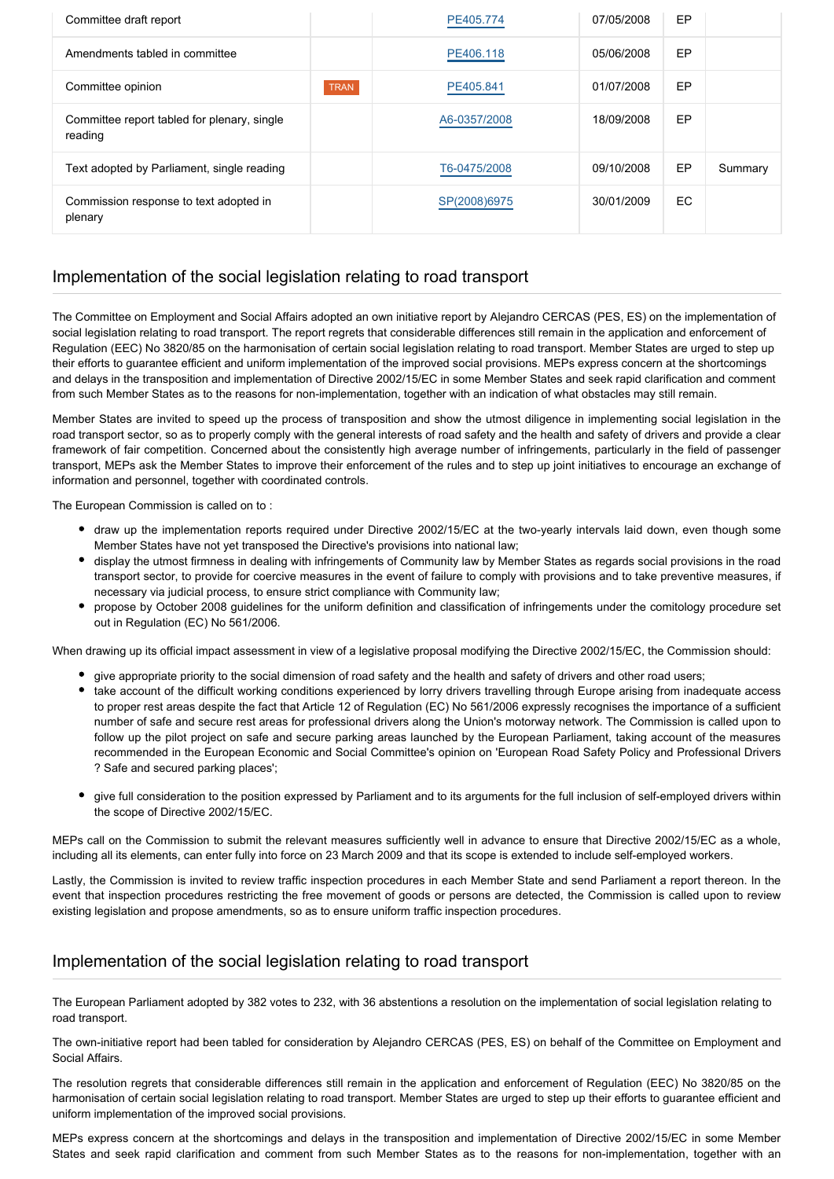| | | | | | |
|---|---|---|---|---|---|
| Committee draft report | | PE405.774 | 07/05/2008 | EP | |
| Amendments tabled in committee | | PE406.118 | 05/06/2008 | EP | |
| Committee opinion | TRAN | PE405.841 | 01/07/2008 | EP | |
| Committee report tabled for plenary, single reading | | A6-0357/2008 | 18/09/2008 | EP | |
| Text adopted by Parliament, single reading | | T6-0475/2008 | 09/10/2008 | EP | Summary |
| Commission response to text adopted in plenary | | SP(2008)6975 | 30/01/2009 | EC | |

## Implementation of the social legislation relating to road transport

The Committee on Employment and Social Affairs adopted an own initiative report by Alejandro CERCAS (PES, ES) on the implementation of social legislation relating to road transport. The report regrets that considerable differences still remain in the application and enforcement of Regulation (EEC) No 3820/85 on the harmonisation of certain social legislation relating to road transport. Member States are urged to step up their efforts to guarantee efficient and uniform implementation of the improved social provisions. MEPs express concern at the shortcomings and delays in the transposition and implementation of Directive 2002/15/EC in some Member States and seek rapid clarification and comment from such Member States as to the reasons for non-implementation, together with an indication of what obstacles may still remain.

Member States are invited to speed up the process of transposition and show the utmost diligence in implementing social legislation in the road transport sector, so as to properly comply with the general interests of road safety and the health and safety of drivers and provide a clear framework of fair competition. Concerned about the consistently high average number of infringements, particularly in the field of passenger transport, MEPs ask the Member States to improve their enforcement of the rules and to step up joint initiatives to encourage an exchange of information and personnel, together with coordinated controls.

The European Commission is called on to :

- draw up the implementation reports required under Directive 2002/15/EC at the two-yearly intervals laid down, even though some Member States have not yet transposed the Directive's provisions into national law;
- display the utmost firmness in dealing with infringements of Community law by Member States as regards social provisions in the road transport sector, to provide for coercive measures in the event of failure to comply with provisions and to take preventive measures, if necessary via judicial process, to ensure strict compliance with Community law;
- propose by October 2008 guidelines for the uniform definition and classification of infringements under the comitology procedure set out in Regulation (EC) No 561/2006.

When drawing up its official impact assessment in view of a legislative proposal modifying the Directive 2002/15/EC, the Commission should:

- give appropriate priority to the social dimension of road safety and the health and safety of drivers and other road users;
- take account of the difficult working conditions experienced by lorry drivers travelling through Europe arising from inadequate access to proper rest areas despite the fact that Article 12 of Regulation (EC) No 561/2006 expressly recognises the importance of a sufficient number of safe and secure rest areas for professional drivers along the Union's motorway network. The Commission is called upon to follow up the pilot project on safe and secure parking areas launched by the European Parliament, taking account of the measures recommended in the European Economic and Social Committee's opinion on 'European Road Safety Policy and Professional Drivers ? Safe and secured parking places';
- give full consideration to the position expressed by Parliament and to its arguments for the full inclusion of self-employed drivers within the scope of Directive 2002/15/EC.

MEPs call on the Commission to submit the relevant measures sufficiently well in advance to ensure that Directive 2002/15/EC as a whole, including all its elements, can enter fully into force on 23 March 2009 and that its scope is extended to include self-employed workers.

Lastly, the Commission is invited to review traffic inspection procedures in each Member State and send Parliament a report thereon. In the event that inspection procedures restricting the free movement of goods or persons are detected, the Commission is called upon to review existing legislation and propose amendments, so as to ensure uniform traffic inspection procedures.

## Implementation of the social legislation relating to road transport

The European Parliament adopted by 382 votes to 232, with 36 abstentions a resolution on the implementation of social legislation relating to road transport.

The own-initiative report had been tabled for consideration by Alejandro CERCAS (PES, ES) on behalf of the Committee on Employment and Social Affairs.

The resolution regrets that considerable differences still remain in the application and enforcement of Regulation (EEC) No 3820/85 on the harmonisation of certain social legislation relating to road transport. Member States are urged to step up their efforts to guarantee efficient and uniform implementation of the improved social provisions.

MEPs express concern at the shortcomings and delays in the transposition and implementation of Directive 2002/15/EC in some Member States and seek rapid clarification and comment from such Member States as to the reasons for non-implementation, together with an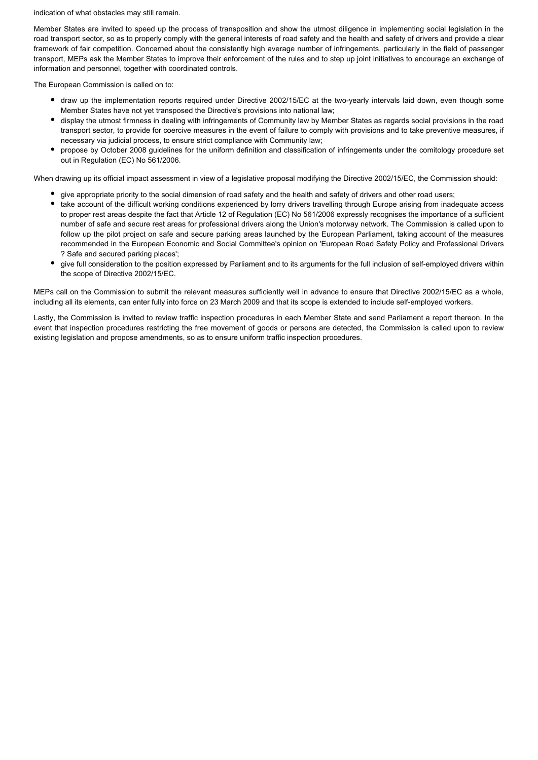indication of what obstacles may still remain.

Member States are invited to speed up the process of transposition and show the utmost diligence in implementing social legislation in the road transport sector, so as to properly comply with the general interests of road safety and the health and safety of drivers and provide a clear framework of fair competition. Concerned about the consistently high average number of infringements, particularly in the field of passenger transport, MEPs ask the Member States to improve their enforcement of the rules and to step up joint initiatives to encourage an exchange of information and personnel, together with coordinated controls.

The European Commission is called on to:

- draw up the implementation reports required under Directive 2002/15/EC at the two-yearly intervals laid down, even though some Member States have not yet transposed the Directive's provisions into national law;
- display the utmost firmness in dealing with infringements of Community law by Member States as regards social provisions in the road transport sector, to provide for coercive measures in the event of failure to comply with provisions and to take preventive measures, if necessary via judicial process, to ensure strict compliance with Community law;
- propose by October 2008 guidelines for the uniform definition and classification of infringements under the comitology procedure set out in Regulation (EC) No 561/2006.

When drawing up its official impact assessment in view of a legislative proposal modifying the Directive 2002/15/EC, the Commission should:

- give appropriate priority to the social dimension of road safety and the health and safety of drivers and other road users;
- take account of the difficult working conditions experienced by lorry drivers travelling through Europe arising from inadequate access to proper rest areas despite the fact that Article 12 of Regulation (EC) No 561/2006 expressly recognises the importance of a sufficient number of safe and secure rest areas for professional drivers along the Union's motorway network. The Commission is called upon to follow up the pilot project on safe and secure parking areas launched by the European Parliament, taking account of the measures recommended in the European Economic and Social Committee's opinion on 'European Road Safety Policy and Professional Drivers ? Safe and secured parking places';
- give full consideration to the position expressed by Parliament and to its arguments for the full inclusion of self-employed drivers within the scope of Directive 2002/15/EC.

MEPs call on the Commission to submit the relevant measures sufficiently well in advance to ensure that Directive 2002/15/EC as a whole, including all its elements, can enter fully into force on 23 March 2009 and that its scope is extended to include self-employed workers.

Lastly, the Commission is invited to review traffic inspection procedures in each Member State and send Parliament a report thereon. In the event that inspection procedures restricting the free movement of goods or persons are detected, the Commission is called upon to review existing legislation and propose amendments, so as to ensure uniform traffic inspection procedures.